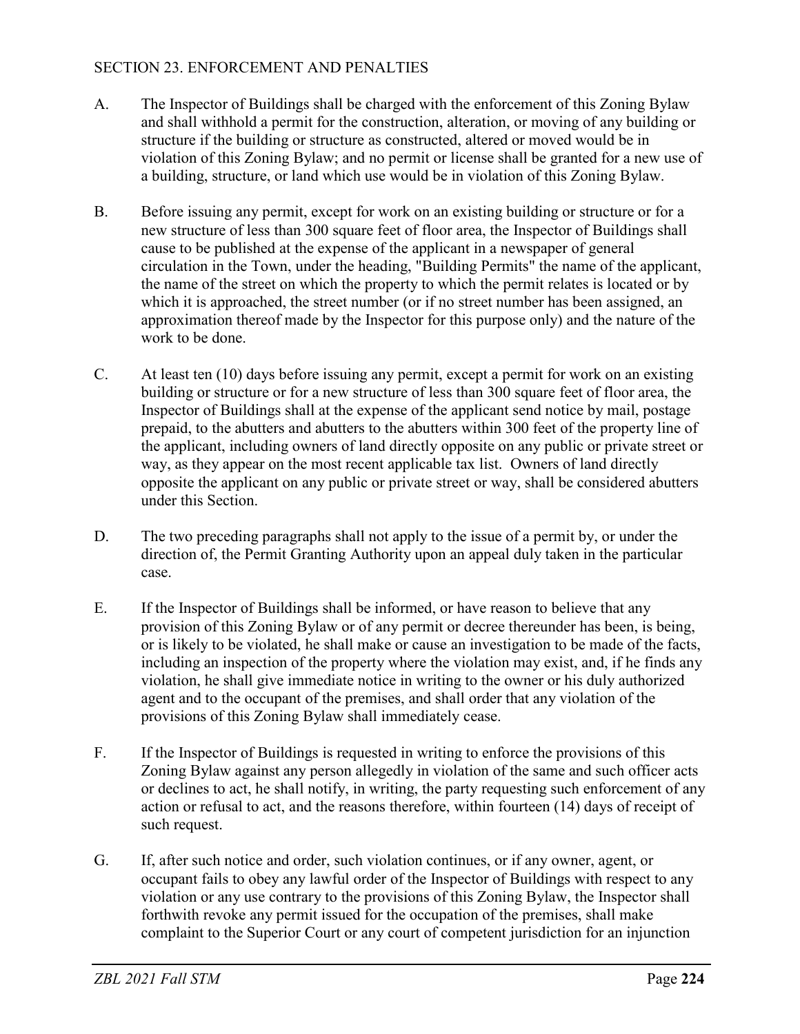## SECTION 23. ENFORCEMENT AND PENALTIES

A. The Inspector of Buildings shall be charged with the enforcement of this Zoning Bylaw and shall withhold a permit for the construction, alteration, or moving of any building or structure if the building or structure as constructed, altered or moved would be in violation of this Zoning Bylaw; and no permit or license shall be granted for a new use of a building, structure, or land which use would be in violation of this Zoning Bylaw.

B. Before issuing any permit, except for work on an existing building or structure or for a new structure of less than 300 square feet of floor area, the Inspector of Buildings shall cause to be published at the expense of the applicant in a newspaper of general circulation in the Town, under the heading, "Building Permits" the name of the applicant, the name of the street on which the property to which the permit relates is located or by which it is approached, the street number (or if no street number has been assigned, an approximation thereof made by the Inspector for this purpose only) and the nature of the work to be done.

C. At least ten (10) days before issuing any permit, except a permit for work on an existing building or structure or for a new structure of less than 300 square feet of floor area, the Inspector of Buildings shall at the expense of the applicant send notice by mail, postage prepaid, to the abutters and abutters to the abutters within 300 feet of the property line of the applicant, including owners of land directly opposite on any public or private street or way, as they appear on the most recent applicable tax list. Owners of land directly opposite the applicant on any public or private street or way, shall be considered abutters under this Section.

D. The two preceding paragraphs shall not apply to the issue of a permit by, or under the direction of, the Permit Granting Authority upon an appeal duly taken in the particular case.

E. If the Inspector of Buildings shall be informed, or have reason to believe that any provision of this Zoning Bylaw or of any permit or decree thereunder has been, is being, or is likely to be violated, he shall make or cause an investigation to be made of the facts, including an inspection of the property where the violation may exist, and, if he finds any violation, he shall give immediate notice in writing to the owner or his duly authorized agent and to the occupant of the premises, and shall order that any violation of the provisions of this Zoning Bylaw shall immediately cease.

F. If the Inspector of Buildings is requested in writing to enforce the provisions of this Zoning Bylaw against any person allegedly in violation of the same and such officer acts or declines to act, he shall notify, in writing, the party requesting such enforcement of any action or refusal to act, and the reasons therefore, within fourteen (14) days of receipt of such request.

G. If, after such notice and order, such violation continues, or if any owner, agent, or occupant fails to obey any lawful order of the Inspector of Buildings with respect to any violation or any use contrary to the provisions of this Zoning Bylaw, the Inspector shall forthwith revoke any permit issued for the occupation of the premises, shall make complaint to the Superior Court or any court of competent jurisdiction for an injunction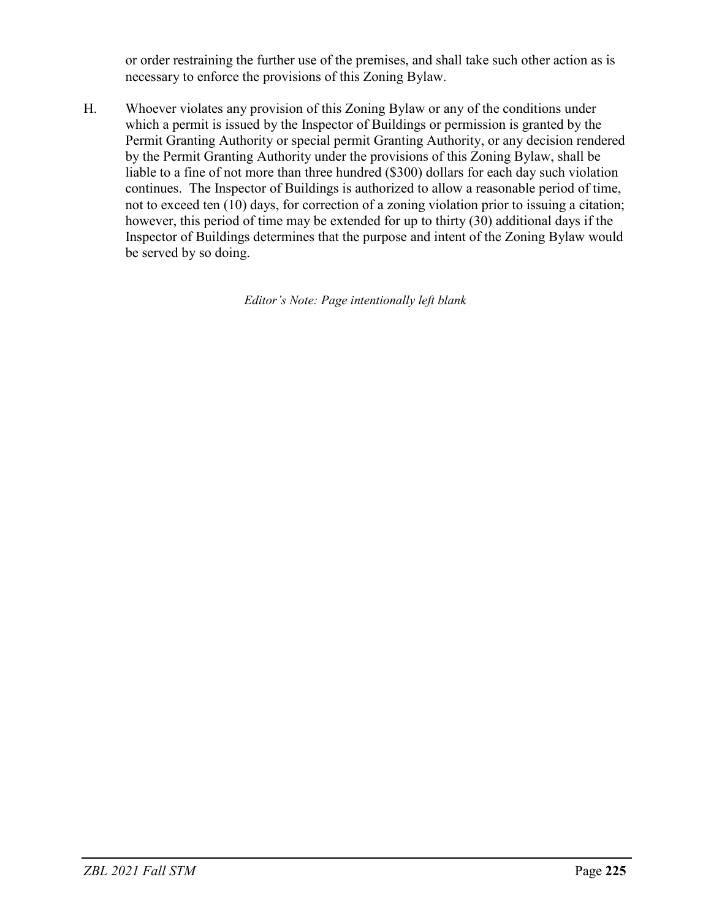or order restraining the further use of the premises, and shall take such other action as is necessary to enforce the provisions of this Zoning Bylaw.

H. Whoever violates any provision of this Zoning Bylaw or any of the conditions under which a permit is issued by the Inspector of Buildings or permission is granted by the Permit Granting Authority or special permit Granting Authority, or any decision rendered by the Permit Granting Authority under the provisions of this Zoning Bylaw, shall be liable to a fine of not more than three hundred ($300) dollars for each day such violation continues. The Inspector of Buildings is authorized to allow a reasonable period of time, not to exceed ten (10) days, for correction of a zoning violation prior to issuing a citation; however, this period of time may be extended for up to thirty (30) additional days if the Inspector of Buildings determines that the purpose and intent of the Zoning Bylaw would be served by so doing.

*Editor's Note: Page intentionally left blank*